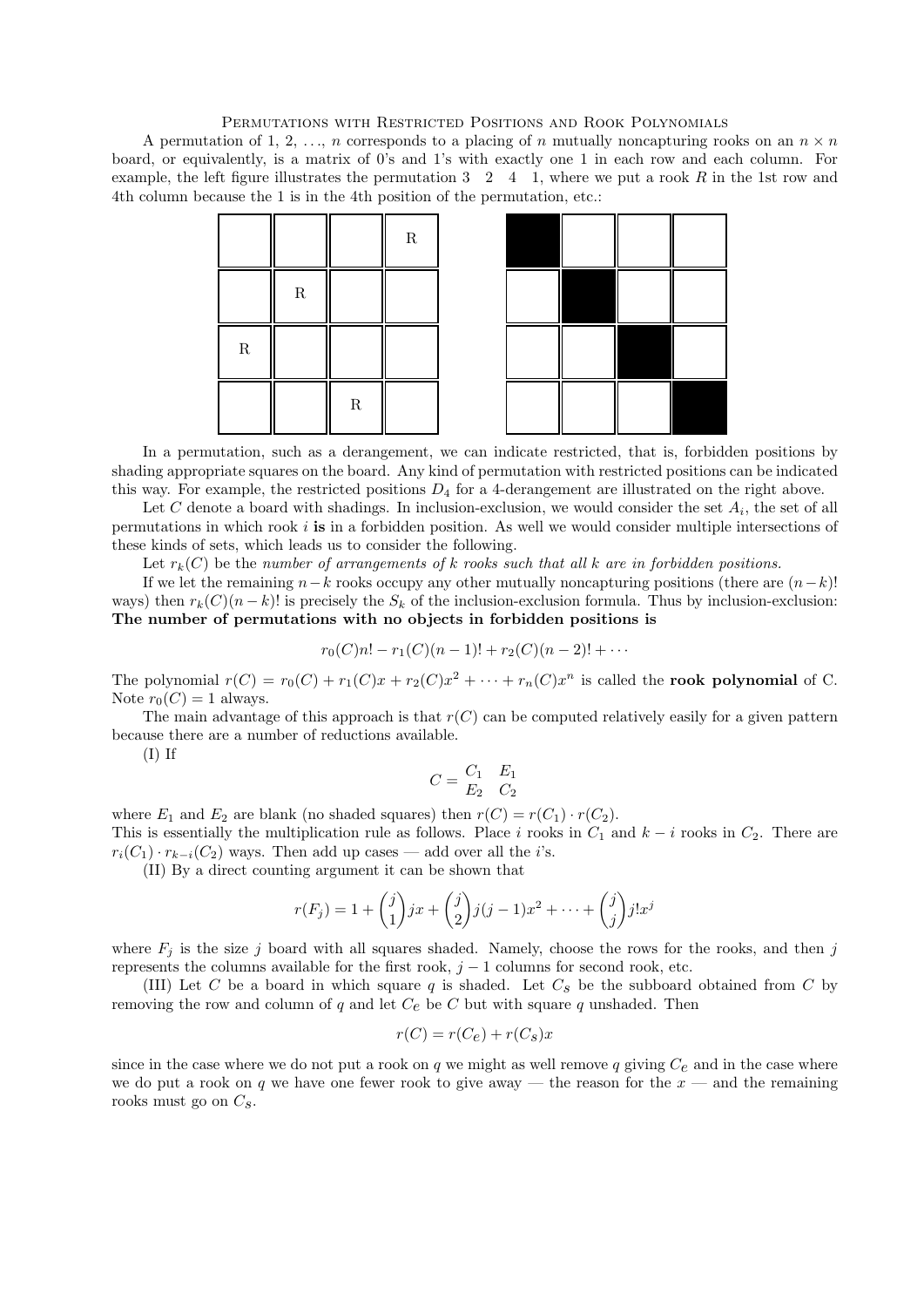# Permutations with Restricted Positions and Rook Polynomials

A permutation of 1, 2, ..., $n$ corresponds to a placing of $n$ mutually noncapturing rooks on an $n \times n$ board, or equivalently, is a matrix of 0's and 1's with exactly one 1 in each row and each column. For example, the left figure illustrates the permutation 3 2 4 1, where we put a rook $R$ in the 1st row and 4th column because the 1 is in the 4th position of the permutation, etc.:

|   |   |   |   |
|---|---|---|---|
|   |   |   | R |
|   | R |   |   |
| R |   |   |   |
|   |   | R |   |

| | | | |
|---|---|---|---|
| ■ |   |   |   |
|   | ■ |   |   |
|   |   | ■ |   |
|   |   |   | ■ |

In a permutation, such as a derangement, we can indicate restricted, that is, forbidden positions by shading appropriate squares on the board. Any kind of permutation with restricted positions can be indicated this way. For example, the restricted positions $D_4$ for a 4-derangement are illustrated on the right above.

Let $C$ denote a board with shadings. In inclusion-exclusion, we would consider the set $A_i$, the set of all permutations in which rook $i$ **is** in a forbidden position. As well we would consider multiple intersections of these kinds of sets, which leads us to consider the following.

Let $r_k(C)$ be the *number of arrangements of $k$ rooks such that all $k$ are in forbidden positions.*

If we let the remaining $n-k$ rooks occupy any other mutually noncapturing positions (there are $(n-k)!$ ways) then $r_k(C)(n-k)!$ is precisely the $S_k$ of the inclusion-exclusion formula. Thus by inclusion-exclusion: **The number of permutations with no objects in forbidden positions is**

$$r_0(C)n! - r_1(C)(n-1)! + r_2(C)(n-2)! + \cdots$$

The polynomial $r(C) = r_0(C) + r_1(C)x + r_2(C)x^2 + \cdots + r_n(C)x^n$ is called the **rook polynomial** of C. Note $r_0(C) = 1$ always.

The main advantage of this approach is that $r(C)$ can be computed relatively easily for a given pattern because there are a number of reductions available.

(I) If

$$C = \begin{matrix} C_1 & E_1 \\ E_2 & C_2 \end{matrix}$$

where $E_1$ and $E_2$ are blank (no shaded squares) then $r(C) = r(C_1) \cdot r(C_2)$.
This is essentially the multiplication rule as follows. Place $i$ rooks in $C_1$ and $k-i$ rooks in $C_2$. There are $r_i(C_1) \cdot r_{k-i}(C_2)$ ways. Then add up cases — add over all the $i$'s.

(II) By a direct counting argument it can be shown that

$$r(F_j) = 1 + \binom{j}{1} jx + \binom{j}{2} j(j-1)x^2 + \cdots + \binom{j}{j} j!x^j$$

where $F_j$ is the size $j$ board with all squares shaded. Namely, choose the rows for the rooks, and then $j$ represents the columns available for the first rook, $j-1$ columns for second rook, etc.

(III) Let $C$ be a board in which square $q$ is shaded. Let $C_S$ be the subboard obtained from $C$ by removing the row and column of $q$ and let $C_e$ be $C$ but with square $q$ unshaded. Then

$$r(C) = r(C_e) + r(C_S)x$$

since in the case where we do not put a rook on $q$ we might as well remove $q$ giving $C_e$ and in the case where we do put a rook on $q$ we have one fewer rook to give away — the reason for the $x$ — and the remaining rooks must go on $C_S$.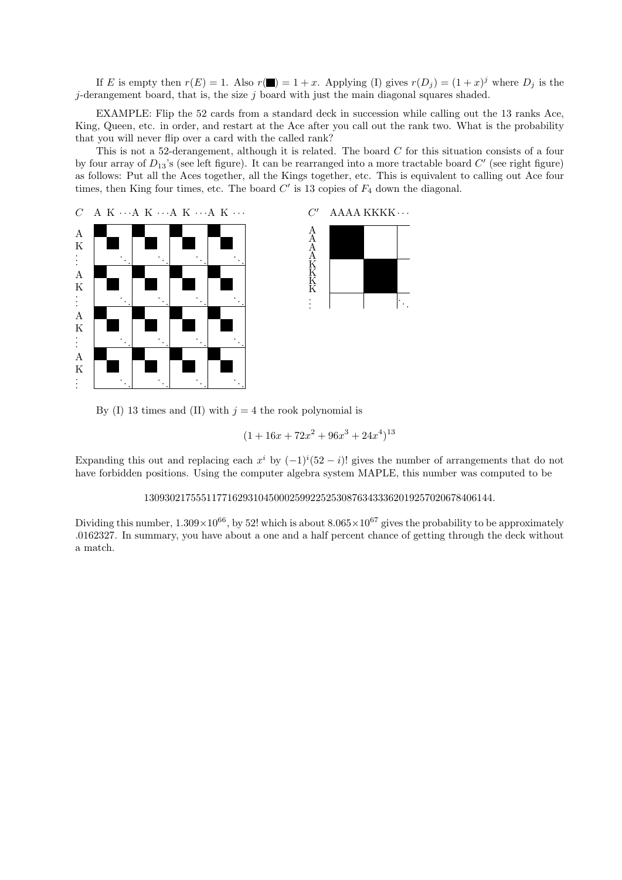If $E$ is empty then $r(E) = 1$. Also $r(\blacksquare) = 1 + x$. Applying (I) gives $r(D_j) = (1 + x)^j$ where $D_j$ is the $j$-derangement board, that is, the size $j$ board with just the main diagonal squares shaded.

EXAMPLE: Flip the 52 cards from a standard deck in succession while calling out the 13 ranks Ace, King, Queen, etc. in order, and restart at the Ace after you call out the rank two. What is the probability that you will never flip over a card with the called rank?

This is not a 52-derangement, although it is related. The board $C$ for this situation consists of a four by four array of $D_{13}$'s (see left figure). It can be rearranged into a more tractable board $C'$ (see right figure) as follows: Put all the Aces together, all the Kings together, etc. This is equivalent to calling out Ace four times, then King four times, etc. The board $C'$ is 13 copies of $F_4$ down the diagonal.

$C$ A K $\cdots$A K $\cdots$A K $\cdots$A K $\cdots$

A
K
$\vdots$
A
K
$\vdots$
A
K
$\vdots$
A
K
$\vdots$

$C'$ AAAA KKKK$\cdots$

A
A
A
A
K
K
K
K
$\vdots$

By (I) 13 times and (II) with $j = 4$ the rook polynomial is

$$(1 + 16x + 72x^2 + 96x^3 + 24x^4)^{13}$$

Expanding this out and replacing each $x^i$ by $(-1)^i(52 - i)!$ gives the number of arrangements that do not have forbidden positions. Using the computer algebra system MAPLE, this number was computed to be

$$1309302175551177162931045000259922525308763433362019257020678406144.$$

Dividing this number, $1.309\times10^{66}$, by 52! which is about $8.065\times10^{67}$ gives the probability to be approximately .0162327. In summary, you have about a one and a half percent chance of getting through the deck without a match.